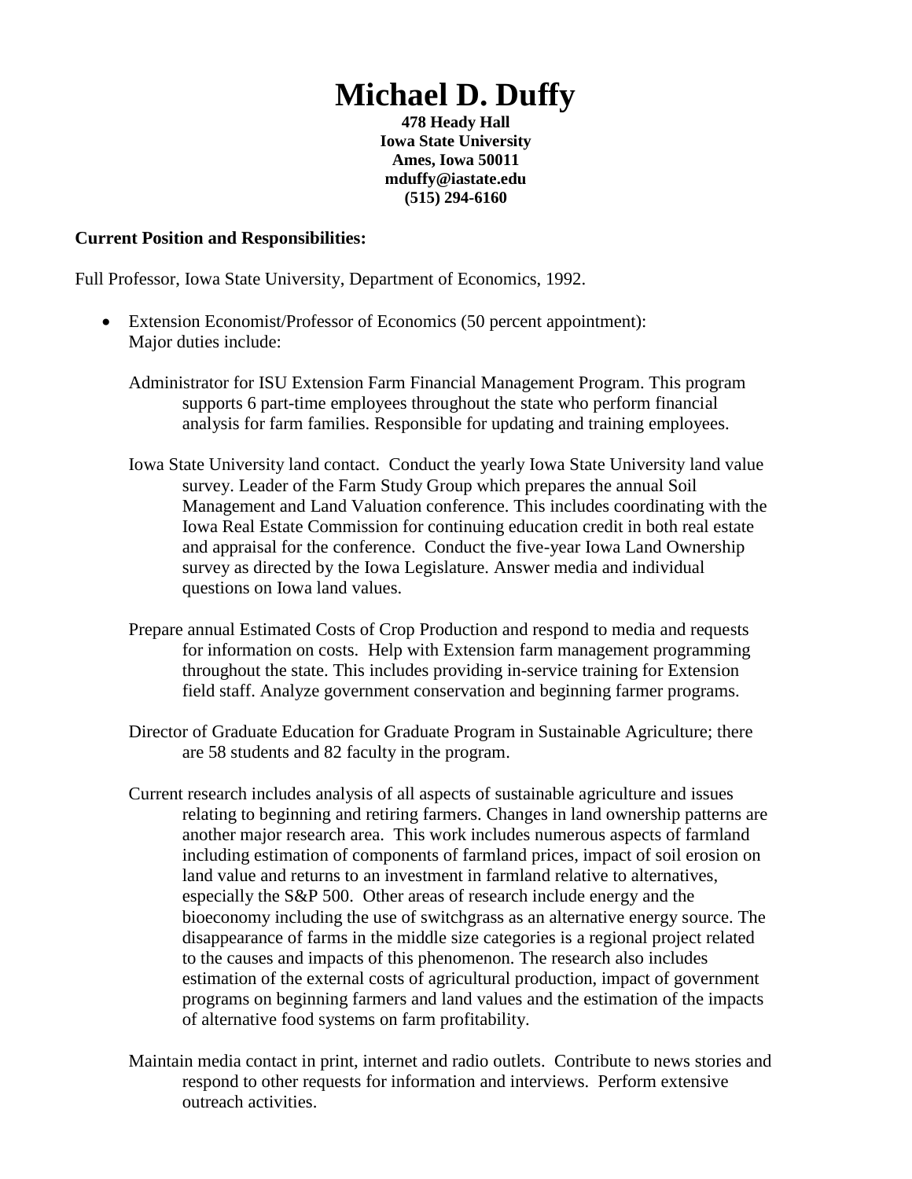# Michael D. Duffy

**478 Heady Hall**
**Iowa State University**
**Ames, Iowa 50011**
**mduffy@iastate.edu**
**(515) 294-6160**

**Current Position and Responsibilities:**

Full Professor, Iowa State University, Department of Economics, 1992.

- Extension Economist/Professor of Economics (50 percent appointment):
  Major duties include:

  Administrator for ISU Extension Farm Financial Management Program. This program supports 6 part-time employees throughout the state who perform financial analysis for farm families. Responsible for updating and training employees.

  Iowa State University land contact. Conduct the yearly Iowa State University land value survey. Leader of the Farm Study Group which prepares the annual Soil Management and Land Valuation conference. This includes coordinating with the Iowa Real Estate Commission for continuing education credit in both real estate and appraisal for the conference. Conduct the five-year Iowa Land Ownership survey as directed by the Iowa Legislature. Answer media and individual questions on Iowa land values.

  Prepare annual Estimated Costs of Crop Production and respond to media and requests for information on costs. Help with Extension farm management programming throughout the state. This includes providing in-service training for Extension field staff. Analyze government conservation and beginning farmer programs.

  Director of Graduate Education for Graduate Program in Sustainable Agriculture; there are 58 students and 82 faculty in the program.

  Current research includes analysis of all aspects of sustainable agriculture and issues relating to beginning and retiring farmers. Changes in land ownership patterns are another major research area. This work includes numerous aspects of farmland including estimation of components of farmland prices, impact of soil erosion on land value and returns to an investment in farmland relative to alternatives, especially the S&P 500. Other areas of research include energy and the bioeconomy including the use of switchgrass as an alternative energy source. The disappearance of farms in the middle size categories is a regional project related to the causes and impacts of this phenomenon. The research also includes estimation of the external costs of agricultural production, impact of government programs on beginning farmers and land values and the estimation of the impacts of alternative food systems on farm profitability.

  Maintain media contact in print, internet and radio outlets. Contribute to news stories and respond to other requests for information and interviews. Perform extensive outreach activities.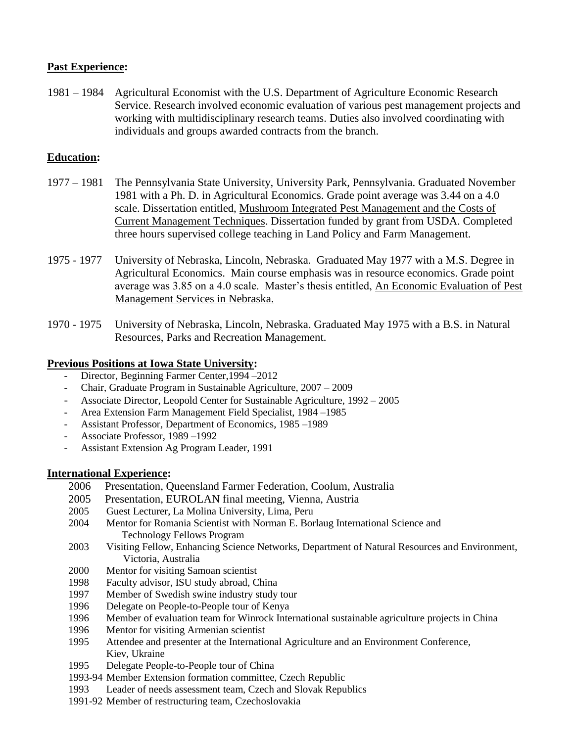**Past Experience:**

1981 – 1984 Agricultural Economist with the U.S. Department of Agriculture Economic Research Service. Research involved economic evaluation of various pest management projects and working with multidisciplinary research teams. Duties also involved coordinating with individuals and groups awarded contracts from the branch.

**Education:**

1977 – 1981 The Pennsylvania State University, University Park, Pennsylvania. Graduated November 1981 with a Ph. D. in Agricultural Economics. Grade point average was 3.44 on a 4.0 scale. Dissertation entitled, Mushroom Integrated Pest Management and the Costs of Current Management Techniques. Dissertation funded by grant from USDA. Completed three hours supervised college teaching in Land Policy and Farm Management.

1975 - 1977 University of Nebraska, Lincoln, Nebraska. Graduated May 1977 with a M.S. Degree in Agricultural Economics. Main course emphasis was in resource economics. Grade point average was 3.85 on a 4.0 scale. Master's thesis entitled, An Economic Evaluation of Pest Management Services in Nebraska.

1970 - 1975 University of Nebraska, Lincoln, Nebraska. Graduated May 1975 with a B.S. in Natural Resources, Parks and Recreation Management.

**Previous Positions at Iowa State University:**

- Director, Beginning Farmer Center,1994 –2012
- Chair, Graduate Program in Sustainable Agriculture, 2007 – 2009
- Associate Director, Leopold Center for Sustainable Agriculture, 1992 – 2005
- Area Extension Farm Management Field Specialist, 1984 –1985
- Assistant Professor, Department of Economics, 1985 –1989
- Associate Professor, 1989 –1992
- Assistant Extension Ag Program Leader, 1991

**International Experience:**

2006 Presentation, Queensland Farmer Federation, Coolum, Australia
2005 Presentation, EUROLAN final meeting, Vienna, Austria
2005 Guest Lecturer, La Molina University, Lima, Peru
2004 Mentor for Romania Scientist with Norman E. Borlaug International Science and Technology Fellows Program
2003 Visiting Fellow, Enhancing Science Networks, Department of Natural Resources and Environment, Victoria, Australia
2000 Mentor for visiting Samoan scientist
1998 Faculty advisor, ISU study abroad, China
1997 Member of Swedish swine industry study tour
1996 Delegate on People-to-People tour of Kenya
1996 Member of evaluation team for Winrock International sustainable agriculture projects in China
1996 Mentor for visiting Armenian scientist
1995 Attendee and presenter at the International Agriculture and an Environment Conference, Kiev, Ukraine
1995 Delegate People-to-People tour of China
1993-94 Member Extension formation committee, Czech Republic
1993 Leader of needs assessment team, Czech and Slovak Republics
1991-92 Member of restructuring team, Czechoslovakia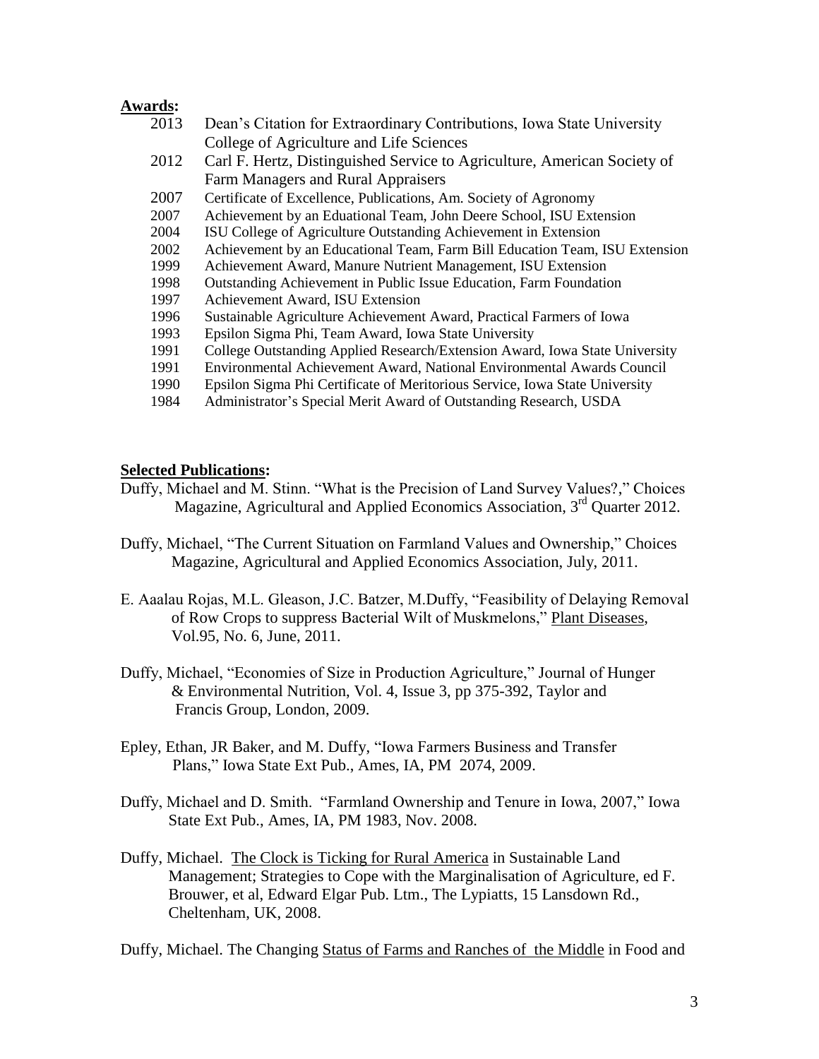**Awards:**

| | |
|---|---|
| 2013 | Dean's Citation for Extraordinary Contributions, Iowa State University College of Agriculture and Life Sciences |
| 2012 | Carl F. Hertz, Distinguished Service to Agriculture, American Society of Farm Managers and Rural Appraisers |
| 2007 | Certificate of Excellence, Publications, Am. Society of Agronomy |
| 2007 | Achievement by an Eduational Team, John Deere School, ISU Extension |
| 2004 | ISU College of Agriculture Outstanding Achievement in Extension |
| 2002 | Achievement by an Educational Team, Farm Bill Education Team, ISU Extension |
| 1999 | Achievement Award, Manure Nutrient Management, ISU Extension |
| 1998 | Outstanding Achievement in Public Issue Education, Farm Foundation |
| 1997 | Achievement Award, ISU Extension |
| 1996 | Sustainable Agriculture Achievement Award, Practical Farmers of Iowa |
| 1993 | Epsilon Sigma Phi, Team Award, Iowa State University |
| 1991 | College Outstanding Applied Research/Extension Award, Iowa State University |
| 1991 | Environmental Achievement Award, National Environmental Awards Council |
| 1990 | Epsilon Sigma Phi Certificate of Meritorious Service, Iowa State University |
| 1984 | Administrator's Special Merit Award of Outstanding Research, USDA |

**Selected Publications:**

Duffy, Michael and M. Stinn. "What is the Precision of Land Survey Values?," Choices Magazine, Agricultural and Applied Economics Association, 3rd Quarter 2012.

Duffy, Michael, "The Current Situation on Farmland Values and Ownership," Choices Magazine, Agricultural and Applied Economics Association, July, 2011.

E. Aaalau Rojas, M.L. Gleason, J.C. Batzer, M.Duffy, "Feasibility of Delaying Removal of Row Crops to suppress Bacterial Wilt of Muskmelons," Plant Diseases, Vol.95, No. 6, June, 2011.

Duffy, Michael, "Economies of Size in Production Agriculture," Journal of Hunger & Environmental Nutrition, Vol. 4, Issue 3, pp 375-392, Taylor and Francis Group, London, 2009.

Epley, Ethan, JR Baker, and M. Duffy, "Iowa Farmers Business and Transfer Plans," Iowa State Ext Pub., Ames, IA, PM 2074, 2009.

Duffy, Michael and D. Smith. "Farmland Ownership and Tenure in Iowa, 2007," Iowa State Ext Pub., Ames, IA, PM 1983, Nov. 2008.

Duffy, Michael. The Clock is Ticking for Rural America in Sustainable Land Management; Strategies to Cope with the Marginalisation of Agriculture, ed F. Brouwer, et al, Edward Elgar Pub. Ltm., The Lypiatts, 15 Lansdown Rd., Cheltenham, UK, 2008.

Duffy, Michael. The Changing Status of Farms and Ranches of the Middle in Food and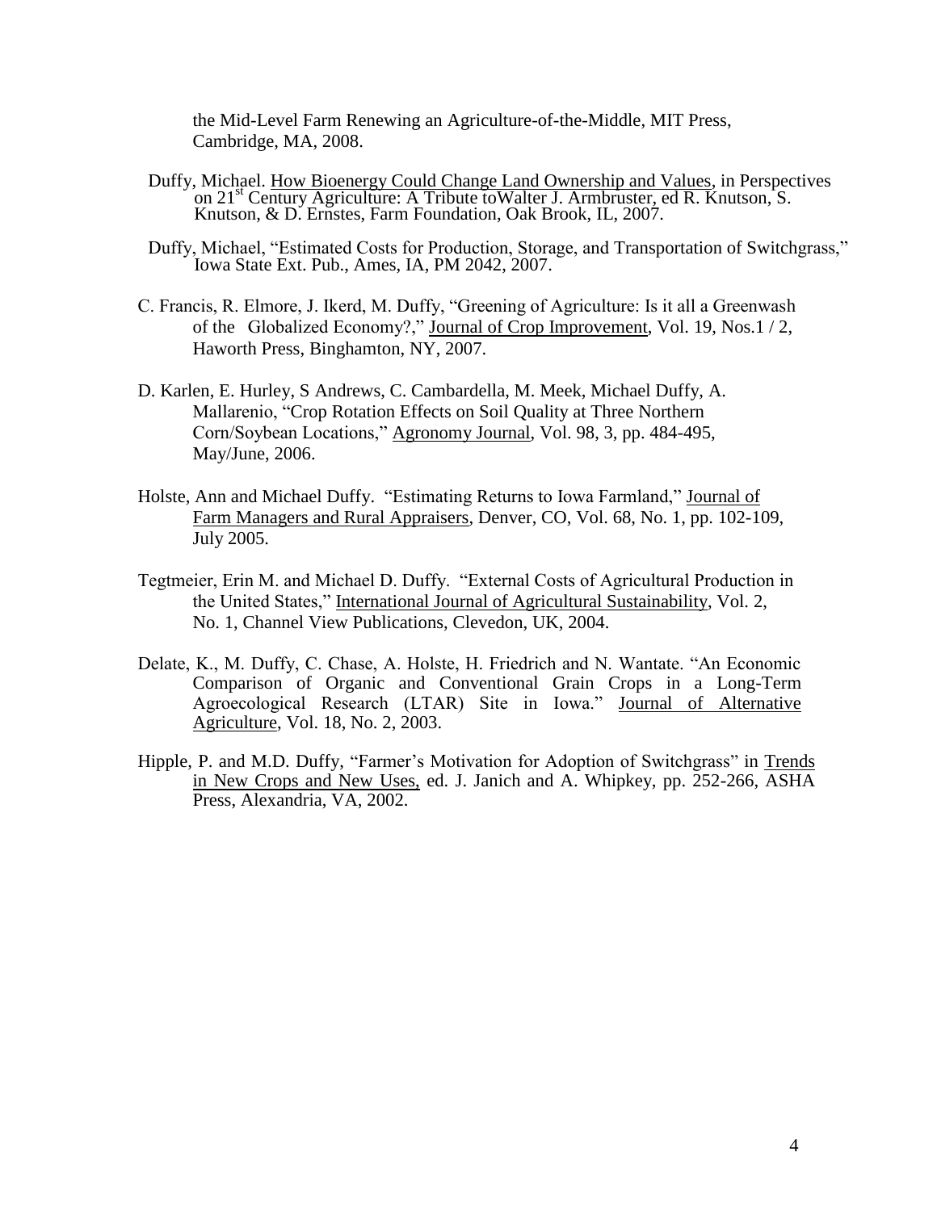the Mid-Level Farm Renewing an Agriculture-of-the-Middle, MIT Press, Cambridge, MA, 2008.

Duffy, Michael. How Bioenergy Could Change Land Ownership and Values, in Perspectives on 21st Century Agriculture: A Tribute toWalter J. Armbruster, ed R. Knutson, S. Knutson, & D. Ernstes, Farm Foundation, Oak Brook, IL, 2007.

Duffy, Michael, "Estimated Costs for Production, Storage, and Transportation of Switchgrass," Iowa State Ext. Pub., Ames, IA, PM 2042, 2007.

C. Francis, R. Elmore, J. Ikerd, M. Duffy, "Greening of Agriculture: Is it all a Greenwash of the Globalized Economy?," Journal of Crop Improvement, Vol. 19, Nos.1 / 2, Haworth Press, Binghamton, NY, 2007.

D. Karlen, E. Hurley, S Andrews, C. Cambardella, M. Meek, Michael Duffy, A. Mallarenio, "Crop Rotation Effects on Soil Quality at Three Northern Corn/Soybean Locations," Agronomy Journal, Vol. 98, 3, pp. 484-495, May/June, 2006.

Holste, Ann and Michael Duffy. "Estimating Returns to Iowa Farmland," Journal of Farm Managers and Rural Appraisers, Denver, CO, Vol. 68, No. 1, pp. 102-109, July 2005.

Tegtmeier, Erin M. and Michael D. Duffy. "External Costs of Agricultural Production in the United States," International Journal of Agricultural Sustainability, Vol. 2, No. 1, Channel View Publications, Clevedon, UK, 2004.

Delate, K., M. Duffy, C. Chase, A. Holste, H. Friedrich and N. Wantate. "An Economic Comparison of Organic and Conventional Grain Crops in a Long-Term Agroecological Research (LTAR) Site in Iowa." Journal of Alternative Agriculture, Vol. 18, No. 2, 2003.

Hipple, P. and M.D. Duffy, "Farmer's Motivation for Adoption of Switchgrass" in Trends in New Crops and New Uses, ed. J. Janich and A. Whipkey, pp. 252-266, ASHA Press, Alexandria, VA, 2002.